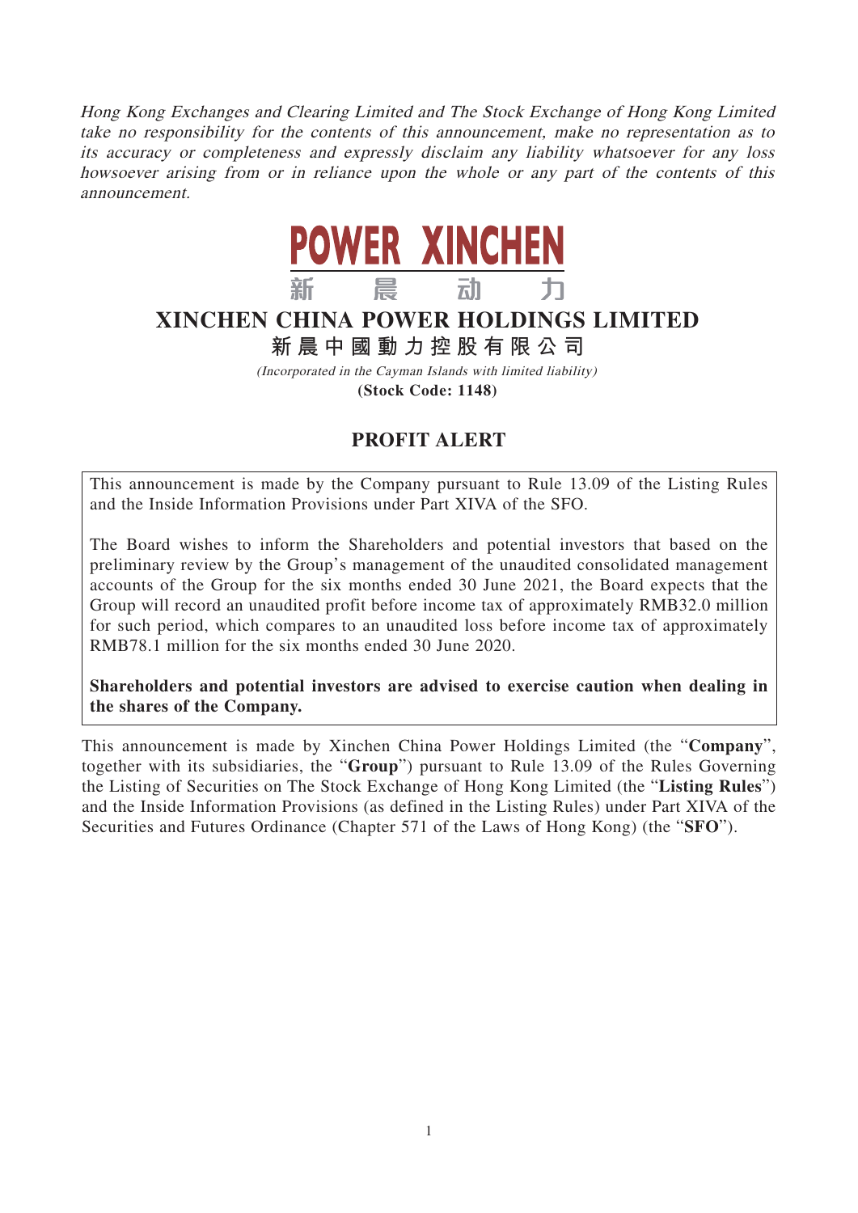*Hong Kong Exchanges and Clearing Limited and The Stock Exchange of Hong Kong Limited take no responsibility for the contents of this announcement, make no representation as to its accuracy or completeness and expressly disclaim any liability whatsoever for any loss howsoever arising from or in reliance upon the whole or any part of the contents of this announcement.*

POWER XINCHEN

新 晨 动 力

# XINCHEN CHINA POWER HOLDINGS LIMITED

## 新晨中國動力控股有限公司

*(Incorporated in the Cayman Islands with limited liability)*

**(Stock Code: 1148)**

## PROFIT ALERT

This announcement is made by the Company pursuant to Rule 13.09 of the Listing Rules and the Inside Information Provisions under Part XIVA of the SFO.

The Board wishes to inform the Shareholders and potential investors that based on the preliminary review by the Group's management of the unaudited consolidated management accounts of the Group for the six months ended 30 June 2021, the Board expects that the Group will record an unaudited profit before income tax of approximately RMB32.0 million for such period, which compares to an unaudited loss before income tax of approximately RMB78.1 million for the six months ended 30 June 2020.

**Shareholders and potential investors are advised to exercise caution when dealing in the shares of the Company.**

This announcement is made by Xinchen China Power Holdings Limited (the "**Company**", together with its subsidiaries, the "**Group**") pursuant to Rule 13.09 of the Rules Governing the Listing of Securities on The Stock Exchange of Hong Kong Limited (the "**Listing Rules**") and the Inside Information Provisions (as defined in the Listing Rules) under Part XIVA of the Securities and Futures Ordinance (Chapter 571 of the Laws of Hong Kong) (the "**SFO**").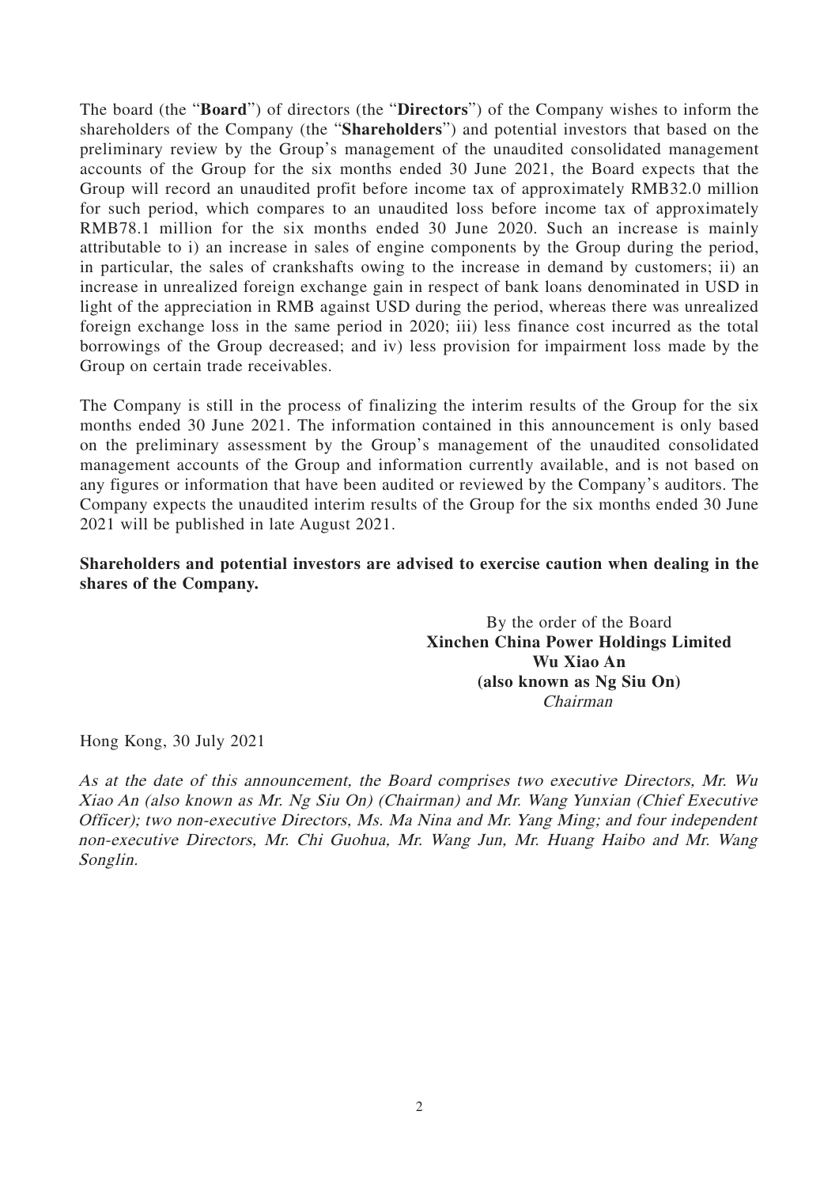The board (the "**Board**") of directors (the "**Directors**") of the Company wishes to inform the shareholders of the Company (the "**Shareholders**") and potential investors that based on the preliminary review by the Group's management of the unaudited consolidated management accounts of the Group for the six months ended 30 June 2021, the Board expects that the Group will record an unaudited profit before income tax of approximately RMB32.0 million for such period, which compares to an unaudited loss before income tax of approximately RMB78.1 million for the six months ended 30 June 2020. Such an increase is mainly attributable to i) an increase in sales of engine components by the Group during the period, in particular, the sales of crankshafts owing to the increase in demand by customers; ii) an increase in unrealized foreign exchange gain in respect of bank loans denominated in USD in light of the appreciation in RMB against USD during the period, whereas there was unrealized foreign exchange loss in the same period in 2020; iii) less finance cost incurred as the total borrowings of the Group decreased; and iv) less provision for impairment loss made by the Group on certain trade receivables.

The Company is still in the process of finalizing the interim results of the Group for the six months ended 30 June 2021. The information contained in this announcement is only based on the preliminary assessment by the Group's management of the unaudited consolidated management accounts of the Group and information currently available, and is not based on any figures or information that have been audited or reviewed by the Company's auditors. The Company expects the unaudited interim results of the Group for the six months ended 30 June 2021 will be published in late August 2021.

**Shareholders and potential investors are advised to exercise caution when dealing in the shares of the Company.**

By the order of the Board
**Xinchen China Power Holdings Limited**
**Wu Xiao An**
**(also known as Ng Siu On)**
*Chairman*

Hong Kong, 30 July 2021

*As at the date of this announcement, the Board comprises two executive Directors, Mr. Wu Xiao An (also known as Mr. Ng Siu On) (Chairman) and Mr. Wang Yunxian (Chief Executive Officer); two non-executive Directors, Ms. Ma Nina and Mr. Yang Ming; and four independent non-executive Directors, Mr. Chi Guohua, Mr. Wang Jun, Mr. Huang Haibo and Mr. Wang Songlin.*